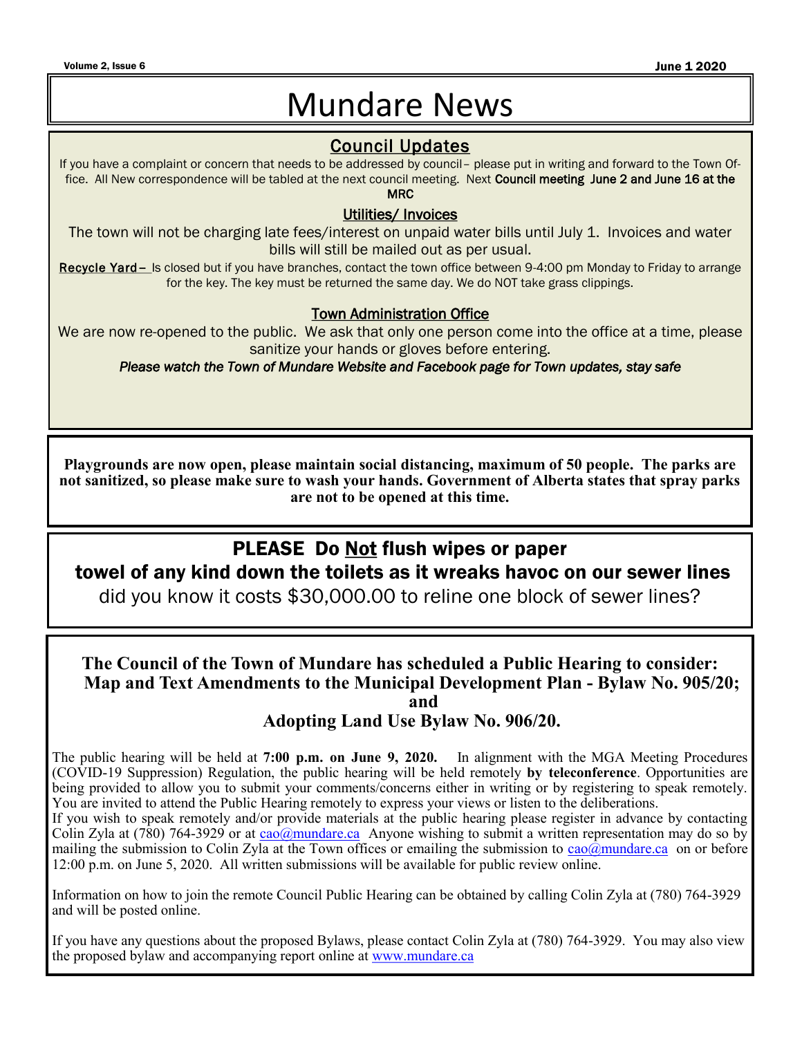# Mundare News

## Council Updates

If you have a complaint or concern that needs to be addressed by council– please put in writing and forward to the Town Office. All New correspondence will be tabled at the next council meeting. Next **Council meeting June 2 and June 16 at the MRC**

### Utilities/ Invoices

The town will not be charging late fees/interest on unpaid water bills until July 1. Invoices and water bills will still be mailed out as per usual.

**Recycle Yard** – Is closed but if you have branches, contact the town office between 9-4:00 pm Monday to Friday to arrange for the key. The key must be returned the same day. We do NOT take grass clippings.

### Town Administration Office

We are now re-opened to the public. We ask that only one person come into the office at a time, please sanitize your hands or gloves before entering.

*Please watch the Town of Mundare Website and Facebook page for Town updates, stay safe*

---

**Playgrounds are now open, please maintain social distancing, maximum of 50 people. The parks are not sanitized, so please make sure to wash your hands. Government of Alberta states that spray parks are not to be opened at this time.**

---

**PLEASE Do Not flush wipes or paper towel of any kind down the toilets as it wreaks havoc on our sewer lines**

did you know it costs $30,000.00 to reline one block of sewer lines?

---

**The Council of the Town of Mundare has scheduled a Public Hearing to consider: Map and Text Amendments to the Municipal Development Plan - Bylaw No. 905/20; and Adopting Land Use Bylaw No. 906/20.**

The public hearing will be held at **7:00 p.m. on June 9, 2020.** In alignment with the MGA Meeting Procedures (COVID-19 Suppression) Regulation, the public hearing will be held remotely **by teleconference**. Opportunities are being provided to allow you to submit your comments/concerns either in writing or by registering to speak remotely. You are invited to attend the Public Hearing remotely to express your views or listen to the deliberations.

If you wish to speak remotely and/or provide materials at the public hearing please register in advance by contacting Colin Zyla at (780) 764-3929 or at cao@mundare.ca Anyone wishing to submit a written representation may do so by mailing the submission to Colin Zyla at the Town offices or emailing the submission to cao@mundare.ca on or before 12:00 p.m. on June 5, 2020. All written submissions will be available for public review online.

Information on how to join the remote Council Public Hearing can be obtained by calling Colin Zyla at (780) 764-3929 and will be posted online.

If you have any questions about the proposed Bylaws, please contact Colin Zyla at (780) 764-3929. You may also view the proposed bylaw and accompanying report online at www.mundare.ca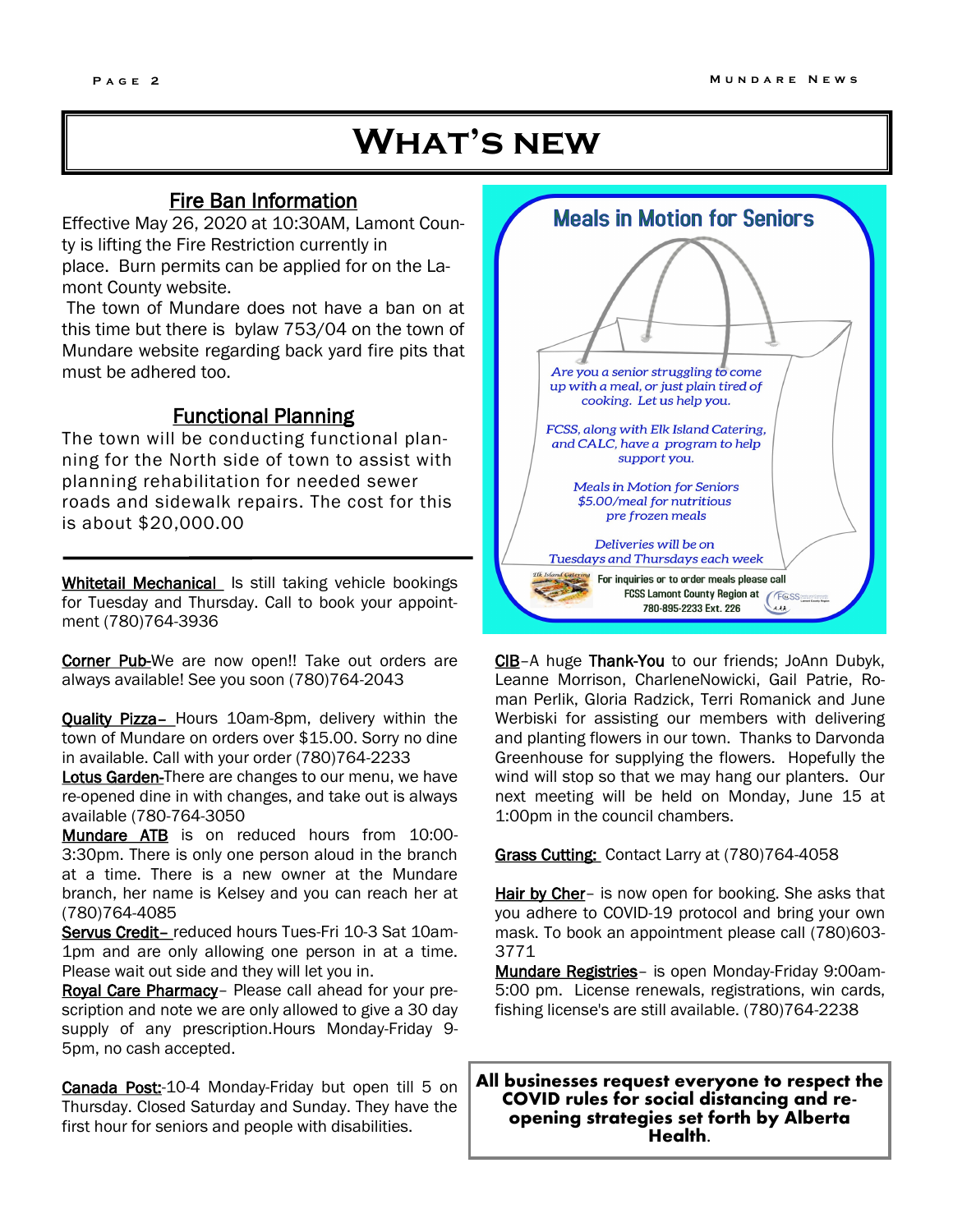# What's new

## Fire Ban Information

Effective May 26, 2020 at 10:30AM, Lamont County is lifting the Fire Restriction currently in place. Burn permits can be applied for on the Lamont County website.

The town of Mundare does not have a ban on at this time but there is bylaw 753/04 on the town of Mundare website regarding back yard fire pits that must be adhered too.

## Functional Planning

The town will be conducting functional planning for the North side of town to assist with planning rehabilitation for needed sewer roads and sidewalk repairs. The cost for this is about $20,000.00

---

**Whitetail Mechanical** Is still taking vehicle bookings for Tuesday and Thursday. Call to book your appointment (780)764-3936

**Corner Pub**-We are now open!! Take out orders are always available! See you soon (780)764-2043

**Quality Pizza**– Hours 10am-8pm, delivery within the town of Mundare on orders over $15.00. Sorry no dine in available. Call with your order (780)764-2233

**Lotus Garden**-There are changes to our menu, we have re-opened dine in with changes, and take out is always available (780-764-3050

**Mundare ATB** is on reduced hours from 10:00-3:30pm. There is only one person aloud in the branch at a time. There is a new owner at the Mundare branch, her name is Kelsey and you can reach her at (780)764-4085

**Servus Credit**– reduced hours Tues-Fri 10-3 Sat 10am-1pm and are only allowing one person in at a time. Please wait out side and they will let you in.

**Royal Care Pharmacy**– Please call ahead for your prescription and note we are only allowed to give a 30 day supply of any prescription.Hours Monday-Friday 9-5pm, no cash accepted.

**Canada Post:**-10-4 Monday-Friday but open till 5 on Thursday. Closed Saturday and Sunday. They have the first hour for seniors and people with disabilities.

## Meals in Motion for Seniors

*Are you a senior struggling to come up with a meal, or just plain tired of cooking. Let us help you.*

*FCSS, along with Elk Island Catering, and CALC, have a program to help support you.*

*Meals in Motion for Seniors $5.00/meal for nutritious pre frozen meals*

*Deliveries will be on Tuesdays and Thursdays each week*

For inquiries or to order meals please call FCSS Lamont County Region at 780-895-2233 Ext. 226

**CIB**–A huge **Thank-You** to our friends; JoAnn Dubyk, Leanne Morrison, CharleneNowicki, Gail Patrie, Roman Perlik, Gloria Radzick, Terri Romanick and June Werbiski for assisting our members with delivering and planting flowers in our town. Thanks to Darvonda Greenhouse for supplying the flowers. Hopefully the wind will stop so that we may hang our planters. Our next meeting will be held on Monday, June 15 at 1:00pm in the council chambers.

**Grass Cutting:** Contact Larry at (780)764-4058

**Hair by Cher**– is now open for booking. She asks that you adhere to COVID-19 protocol and bring your own mask. To book an appointment please call (780)603-3771

**Mundare Registries**– is open Monday-Friday 9:00am-5:00 pm. License renewals, registrations, win cards, fishing license's are still available. (780)764-2238

**All businesses request everyone to respect the COVID rules for social distancing and re-opening strategies set forth by Alberta Health.**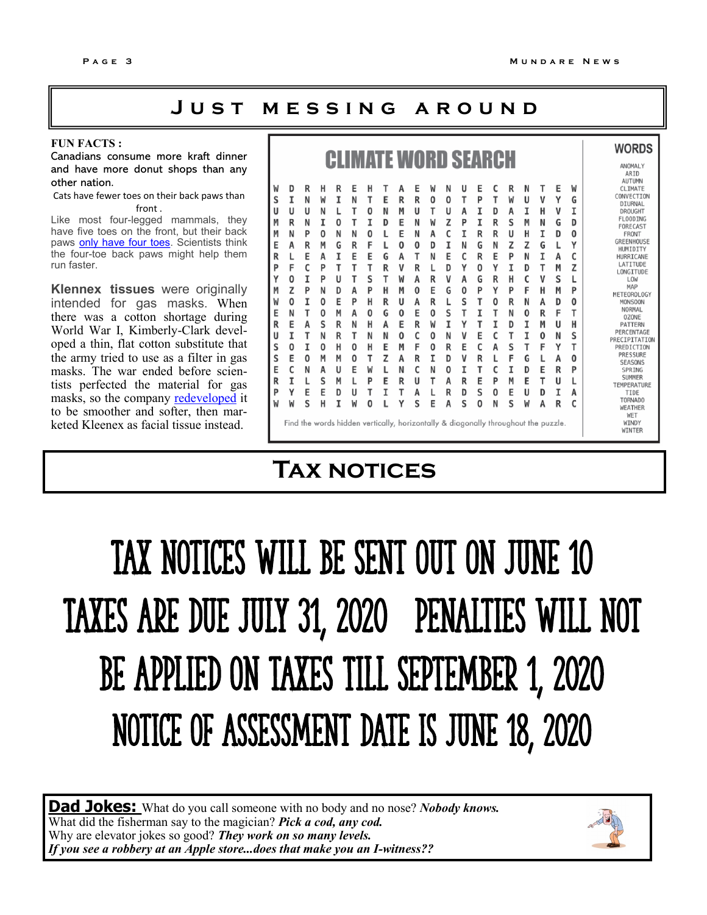## Just messing around

**FUN FACTS :**

Canadians consume more kraft dinner and have more donut shops than any other nation.

Cats have fewer toes on their back paws than front .

Like most four-legged mammals, they have five toes on the front, but their back paws only have four toes. Scientists think the four-toe back paws might help them run faster.

**Klennex tissues** were originally intended for gas masks. When there was a cotton shortage during World War I, Kimberly-Clark developed a thin, flat cotton substitute that the army tried to use as a filter in gas masks. The war ended before scientists perfected the material for gas masks, so the company redeveloped it to be smoother and softer, then marketed Kleenex as facial tissue instead.

### CLIMATE WORD SEARCH

```
W D R H R E H T A E W N U E C R N T E W
S I N W I N T E R R O O T P T W U V Y G
U U U N L T O N M U T U A I D A I H V I
M R N I O T I D E N W Z P I R S M N G D
M N P O N N O L E N A C I R R U H I D O
E A R M G R F L O O D I N G N Z Z G L Y
R L E A I E E G A T N E C R E P N I A C
P F C P T T T R V R L D Y O Y I D T M Z
Y O I P U T S T W A R V A G R H C V S L
M Z P N D A P H M O E G O P Y P F H M P
W O I O E P H R U A R L S T O R N A D O
E N T O M A O G O E O S T I T N O R F T
R E A S R N H A E R W I Y T I D I M U H
U I T N R T N N O C O N V E C T I O N S
S O I O H O H E M F O R E C A S T F Y T
S E O M M O T Z A R I D V R L F G L A O
E C N A U E W L N C N O I T C I D E R P
R I L S M L P E R U T A R E P M E T U L
P Y E E D U T I T A L R D S O E U D I A
W W S H I W O L Y S E A S O N S W A R C
```

Find the words hidden vertically, horizontally & diagonally throughout the puzzle.

**WORDS**

ANOMALY
ARID
AUTUMN
CLIMATE
CONVECTION
DIURNAL
DROUGHT
FLOODING
FORECAST
FRONT
GREENHOUSE
HUMIDITY
HURRICANE
LATITUDE
LONGITUDE
LOW
MAP
METEOROLOGY
MONSOON
NORMAL
OZONE
PATTERN
PERCENTAGE
PRECIPITATION
PREDICTION
PRESSURE
SEASONS
SPRING
SUMMER
TEMPERATURE
TIDE
TORNADO
WEATHER
WET
WINDY
WINTER

## Tax notices

# TAX NOTICES WILL BE SENT OUT ON JUNE 10
# TAXES ARE DUE JULY 31, 2020 PENALTIES WILL NOT BE APPLIED ON TAXES TILL SEPTEMBER 1, 2020
# NOTICE OF ASSESSMENT DATE IS JUNE 18, 2020

**Dad Jokes:** What do you call someone with no body and no nose? ***Nobody knows.***
What did the fisherman say to the magician? ***Pick a cod, any cod.***
Why are elevator jokes so good? ***They work on so many levels.***
***If you see a robbery at an Apple store...does that make you an I-witness??***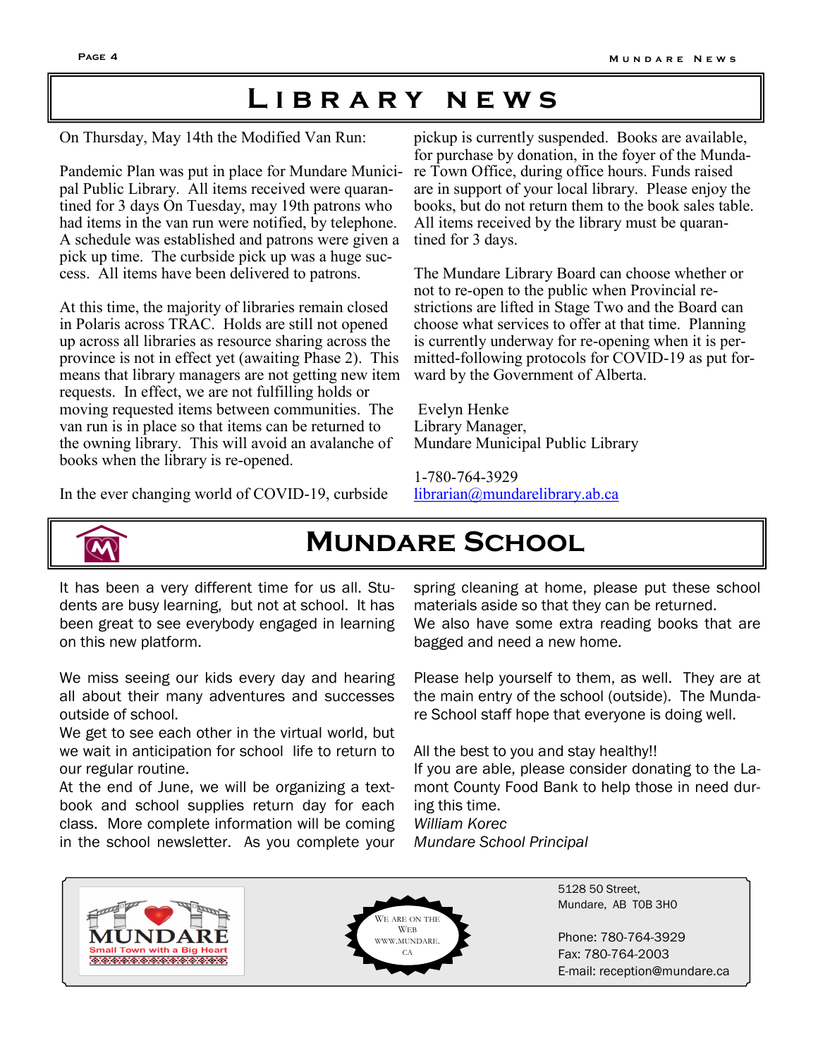# Library news

On Thursday, May 14th the Modified Van Run:

Pandemic Plan was put in place for Mundare Municipal Public Library. All items received were quarantined for 3 days On Tuesday, may 19th patrons who had items in the van run were notified, by telephone. A schedule was established and patrons were given a pick up time. The curbside pick up was a huge success. All items have been delivered to patrons.

At this time, the majority of libraries remain closed in Polaris across TRAC. Holds are still not opened up across all libraries as resource sharing across the province is not in effect yet (awaiting Phase 2). This means that library managers are not getting new item requests. In effect, we are not fulfilling holds or moving requested items between communities. The van run is in place so that items can be returned to the owning library. This will avoid an avalanche of books when the library is re-opened.

In the ever changing world of COVID-19, curbside pickup is currently suspended. Books are available, for purchase by donation, in the foyer of the Mundare Town Office, during office hours. Funds raised are in support of your local library. Please enjoy the books, but do not return them to the book sales table. All items received by the library must be quarantined for 3 days.

The Mundare Library Board can choose whether or not to re-open to the public when Provincial restrictions are lifted in Stage Two and the Board can choose what services to offer at that time. Planning is currently underway for re-opening when it is permitted-following protocols for COVID-19 as put forward by the Government of Alberta.

Evelyn Henke
Library Manager,
Mundare Municipal Public Library

1-780-764-3929
librarian@mundarelibrary.ab.ca

# Mundare School

It has been a very different time for us all. Students are busy learning, but not at school. It has been great to see everybody engaged in learning on this new platform.

We miss seeing our kids every day and hearing all about their many adventures and successes outside of school.
We get to see each other in the virtual world, but we wait in anticipation for school life to return to our regular routine.
At the end of June, we will be organizing a textbook and school supplies return day for each class. More complete information will be coming in the school newsletter. As you complete your spring cleaning at home, please put these school materials aside so that they can be returned.
We also have some extra reading books that are bagged and need a new home.

Please help yourself to them, as well. They are at the main entry of the school (outside). The Mundare School staff hope that everyone is doing well.

All the best to you and stay healthy!!
If you are able, please consider donating to the Lamont County Food Bank to help those in need during this time.
*William Korec*
*Mundare School Principal*

MUNDARE
Small Town with a Big Heart

We are on the Web
www.mundare.ca

5128 50 Street,
Mundare, AB T0B 3H0

Phone: 780-764-3929
Fax: 780-764-2003
E-mail: reception@mundare.ca